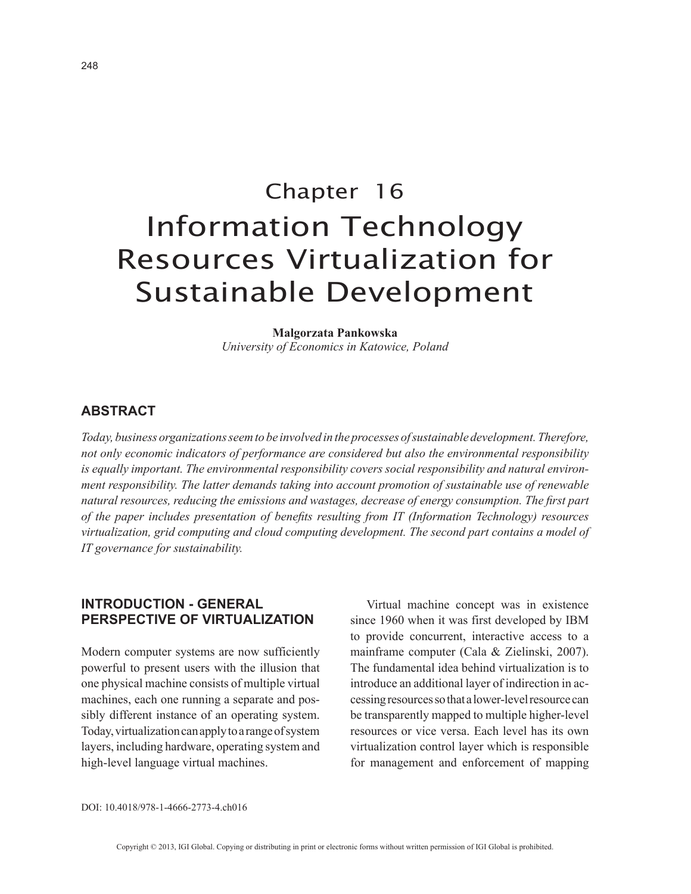# Chapter 16
# Information Technology Resources Virtualization for Sustainable Development

**Malgorzata Pankowska**
*University of Economics in Katowice, Poland*

## ABSTRACT

*Today, business organizations seem to be involved in the processes of sustainable development. Therefore, not only economic indicators of performance are considered but also the environmental responsibility is equally important. The environmental responsibility covers social responsibility and natural environment responsibility. The latter demands taking into account promotion of sustainable use of renewable natural resources, reducing the emissions and wastages, decrease of energy consumption. The first part of the paper includes presentation of benefits resulting from IT (Information Technology) resources virtualization, grid computing and cloud computing development. The second part contains a model of IT governance for sustainability.*

## INTRODUCTION - GENERAL PERSPECTIVE OF VIRTUALIZATION

Modern computer systems are now sufficiently powerful to present users with the illusion that one physical machine consists of multiple virtual machines, each one running a separate and possibly different instance of an operating system. Today, virtualization can apply to a range of system layers, including hardware, operating system and high-level language virtual machines.

Virtual machine concept was in existence since 1960 when it was first developed by IBM to provide concurrent, interactive access to a mainframe computer (Cala & Zielinski, 2007). The fundamental idea behind virtualization is to introduce an additional layer of indirection in accessing resources so that a lower-level resource can be transparently mapped to multiple higher-level resources or vice versa. Each level has its own virtualization control layer which is responsible for management and enforcement of mapping

DOI: 10.4018/978-1-4666-2773-4.ch016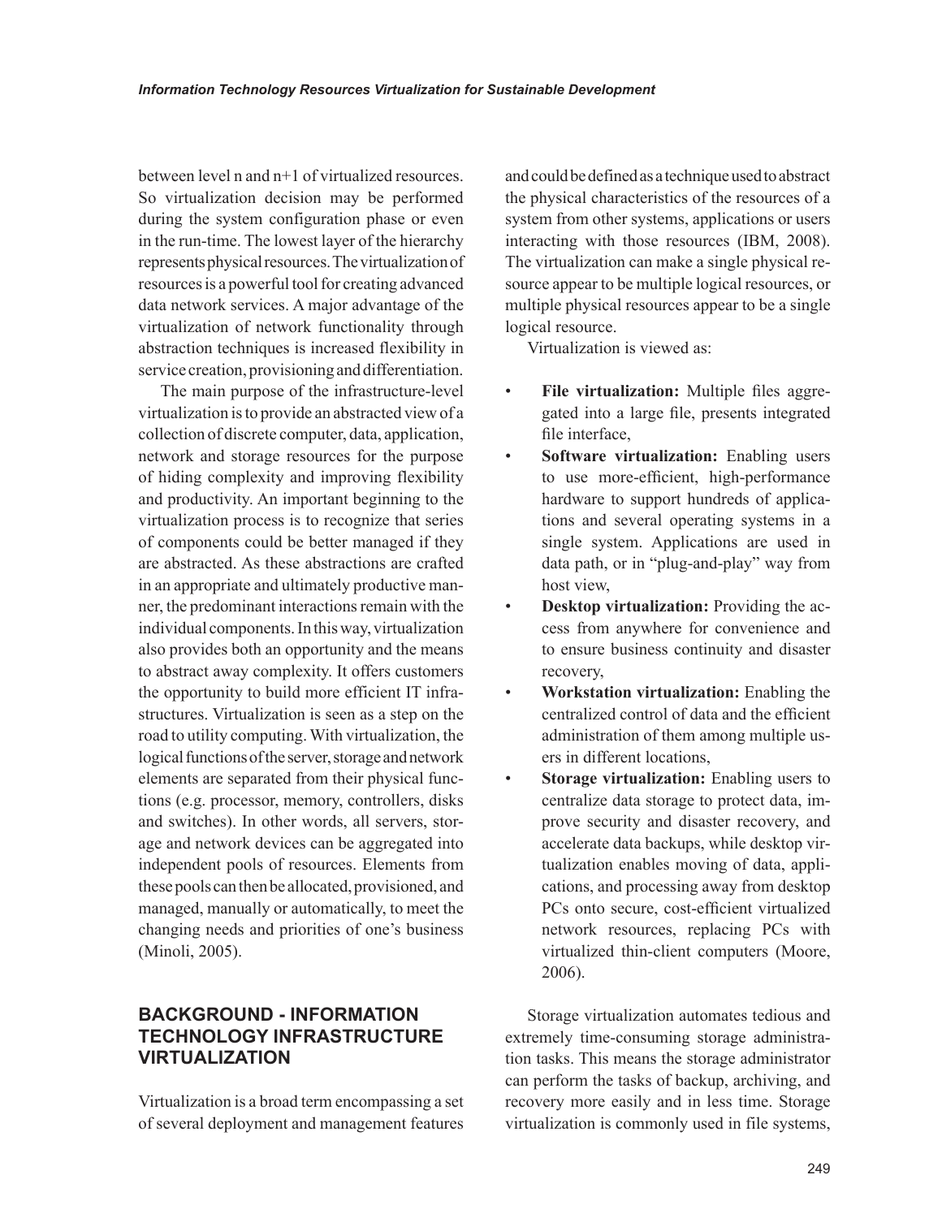between level n and n+1 of virtualized resources. So virtualization decision may be performed during the system configuration phase or even in the run-time. The lowest layer of the hierarchy represents physical resources. The virtualization of resources is a powerful tool for creating advanced data network services. A major advantage of the virtualization of network functionality through abstraction techniques is increased flexibility in service creation, provisioning and differentiation.

The main purpose of the infrastructure-level virtualization is to provide an abstracted view of a collection of discrete computer, data, application, network and storage resources for the purpose of hiding complexity and improving flexibility and productivity. An important beginning to the virtualization process is to recognize that series of components could be better managed if they are abstracted. As these abstractions are crafted in an appropriate and ultimately productive manner, the predominant interactions remain with the individual components. In this way, virtualization also provides both an opportunity and the means to abstract away complexity. It offers customers the opportunity to build more efficient IT infrastructures. Virtualization is seen as a step on the road to utility computing. With virtualization, the logical functions of the server, storage and network elements are separated from their physical functions (e.g. processor, memory, controllers, disks and switches). In other words, all servers, storage and network devices can be aggregated into independent pools of resources. Elements from these pools can then be allocated, provisioned, and managed, manually or automatically, to meet the changing needs and priorities of one's business (Minoli, 2005).

## BACKGROUND - INFORMATION TECHNOLOGY INFRASTRUCTURE VIRTUALIZATION

Virtualization is a broad term encompassing a set of several deployment and management features and could be defined as a technique used to abstract the physical characteristics of the resources of a system from other systems, applications or users interacting with those resources (IBM, 2008). The virtualization can make a single physical resource appear to be multiple logical resources, or multiple physical resources appear to be a single logical resource.

Virtualization is viewed as:

- **File virtualization:** Multiple files aggregated into a large file, presents integrated file interface,
- **Software virtualization:** Enabling users to use more-efficient, high-performance hardware to support hundreds of applications and several operating systems in a single system. Applications are used in data path, or in "plug-and-play" way from host view,
- **Desktop virtualization:** Providing the access from anywhere for convenience and to ensure business continuity and disaster recovery,
- **Workstation virtualization:** Enabling the centralized control of data and the efficient administration of them among multiple users in different locations,
- **Storage virtualization:** Enabling users to centralize data storage to protect data, improve security and disaster recovery, and accelerate data backups, while desktop virtualization enables moving of data, applications, and processing away from desktop PCs onto secure, cost-efficient virtualized network resources, replacing PCs with virtualized thin-client computers (Moore, 2006).

Storage virtualization automates tedious and extremely time-consuming storage administration tasks. This means the storage administrator can perform the tasks of backup, archiving, and recovery more easily and in less time. Storage virtualization is commonly used in file systems,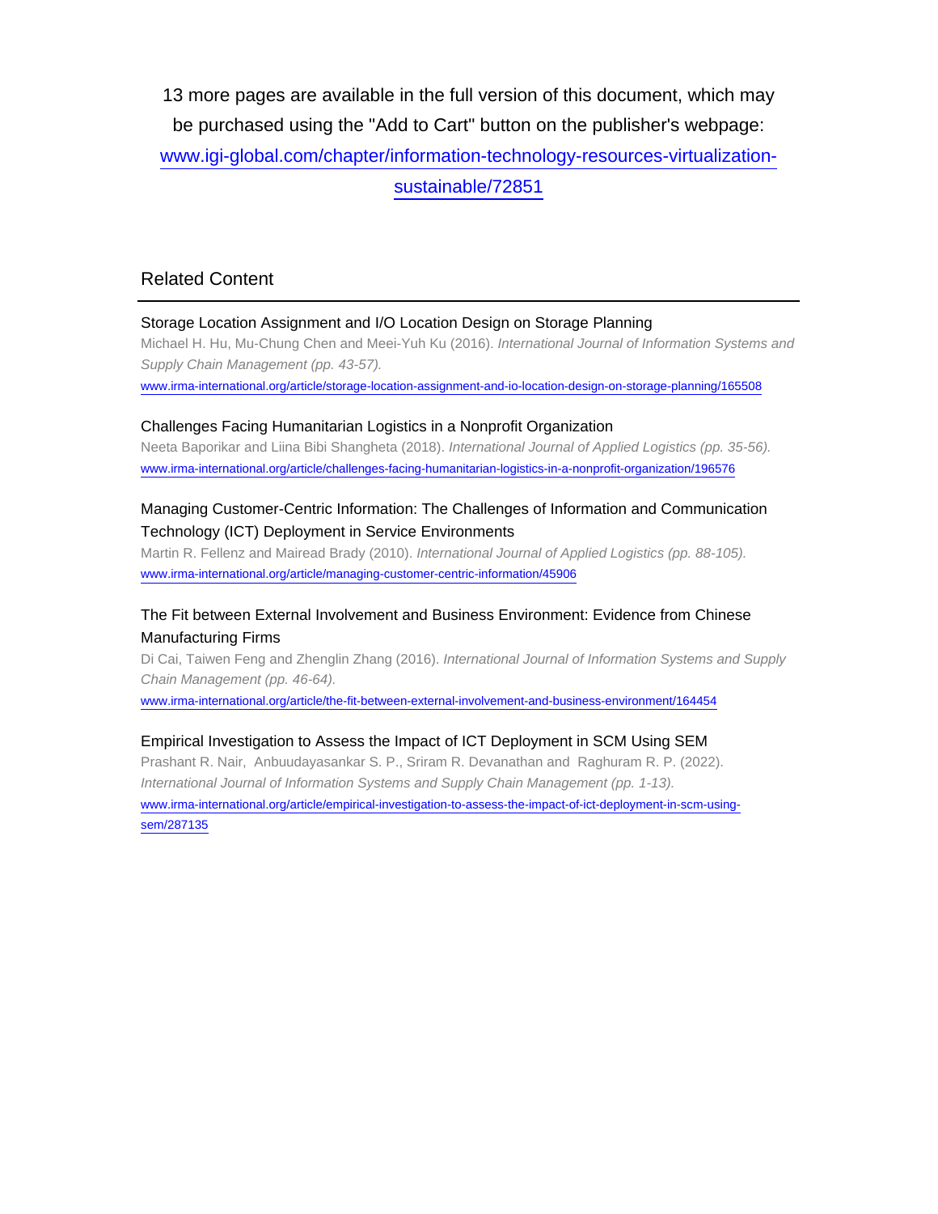13 more pages are available in the full version of this document, which may be purchased using the "Add to Cart" button on the publisher's webpage: www.igi-global.com/chapter/information-technology-resources-virtualization-sustainable/72851

## Related Content

### Storage Location Assignment and I/O Location Design on Storage Planning

Michael H. Hu, Mu-Chung Chen and Meei-Yuh Ku (2016). *International Journal of Information Systems and Supply Chain Management (pp. 43-57).*

www.irma-international.org/article/storage-location-assignment-and-io-location-design-on-storage-planning/165508

### Challenges Facing Humanitarian Logistics in a Nonprofit Organization

Neeta Baporikar and Liina Bibi Shangheta (2018). *International Journal of Applied Logistics (pp. 35-56).*

www.irma-international.org/article/challenges-facing-humanitarian-logistics-in-a-nonprofit-organization/196576

### Managing Customer-Centric Information: The Challenges of Information and Communication Technology (ICT) Deployment in Service Environments

Martin R. Fellenz and Mairead Brady (2010). *International Journal of Applied Logistics (pp. 88-105).*

www.irma-international.org/article/managing-customer-centric-information/45906

### The Fit between External Involvement and Business Environment: Evidence from Chinese Manufacturing Firms

Di Cai, Taiwen Feng and Zhenglin Zhang (2016). *International Journal of Information Systems and Supply Chain Management (pp. 46-64).*

www.irma-international.org/article/the-fit-between-external-involvement-and-business-environment/164454

### Empirical Investigation to Assess the Impact of ICT Deployment in SCM Using SEM

Prashant R. Nair, Anbuudayasankar S. P., Sriram R. Devanathan and Raghuram R. P. (2022). *International Journal of Information Systems and Supply Chain Management (pp. 1-13).*

www.irma-international.org/article/empirical-investigation-to-assess-the-impact-of-ict-deployment-in-scm-using-sem/287135